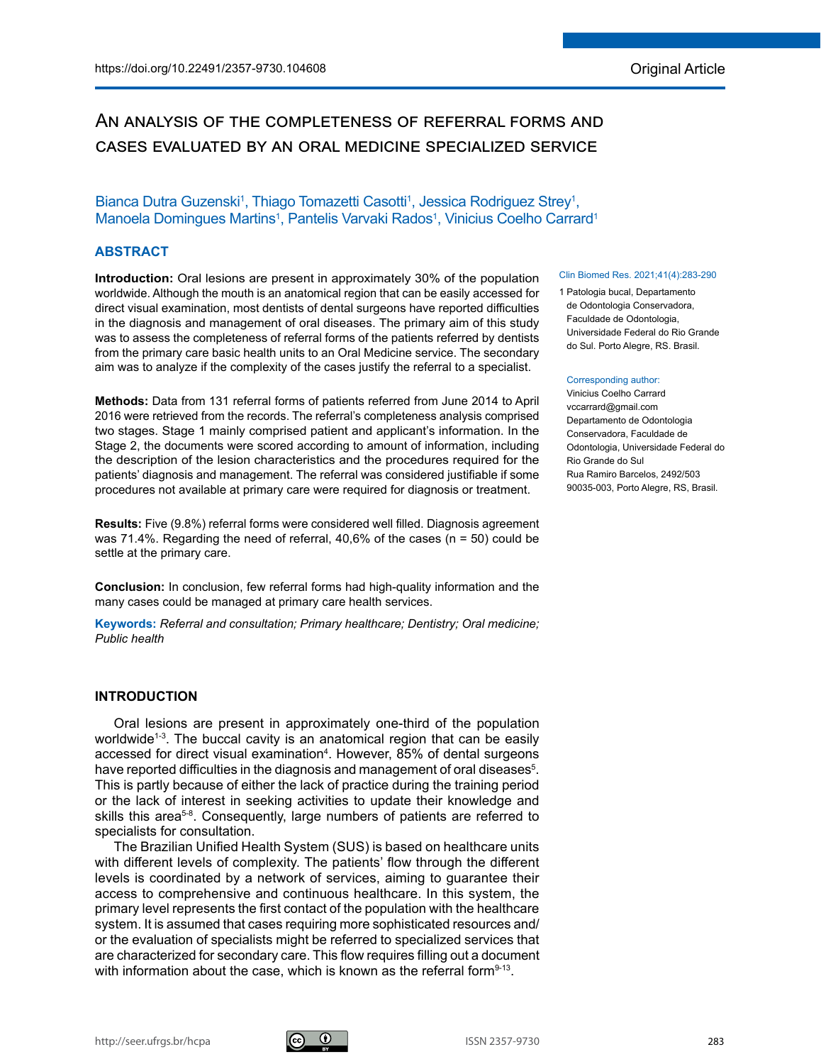# An analysis of the completeness of referral forms and cases evaluated by an oral medicine specialized service

Bianca Dutra Guzenski[1], Thiago Tomazetti Casotti[1], Jessica Rodriguez Strey[1], Manoela Domingues Martins[1], Pantelis Varvaki Rados[1], Vinicius Coelho Carrard[1]

1 Patologia bucal, Departamento de Odontologia Conservadora, Faculdade de Odontologia, Universidade Federal do Rio Grande do Sul. Porto Alegre, RS. Brasil.

Corresponding author:
Vinicius Coelho Carrard
vccarrard@gmail.com
Departamento de Odontologia Conservadora, Faculdade de Odontologia, Universidade Federal do Rio Grande do Sul
Rua Ramiro Barcelos, 2492/503
90035-003, Porto Alegre, RS, Brasil.

## ABSTRACT

**Introduction:** Oral lesions are present in approximately 30% of the population worldwide. Although the mouth is an anatomical region that can be easily accessed for direct visual examination, most dentists of dental surgeons have reported difficulties in the diagnosis and management of oral diseases. The primary aim of this study was to assess the completeness of referral forms of the patients referred by dentists from the primary care basic health units to an Oral Medicine service. The secondary aim was to analyze if the complexity of the cases justify the referral to a specialist.

**Methods:** Data from 131 referral forms of patients referred from June 2014 to April 2016 were retrieved from the records. The referral's completeness analysis comprised two stages. Stage 1 mainly comprised patient and applicant's information. In the Stage 2, the documents were scored according to amount of information, including the description of the lesion characteristics and the procedures required for the patients' diagnosis and management. The referral was considered justifiable if some procedures not available at primary care were required for diagnosis or treatment.

**Results:** Five (9.8%) referral forms were considered well filled. Diagnosis agreement was 71.4%. Regarding the need of referral, 40,6% of the cases (n = 50) could be settle at the primary care.

**Conclusion:** In conclusion, few referral forms had high-quality information and the many cases could be managed at primary care health services.

**Keywords:** *Referral and consultation; Primary healthcare; Dentistry; Oral medicine; Public health*

## INTRODUCTION

Oral lesions are present in approximately one-third of the population worldwide[1-3]. The buccal cavity is an anatomical region that can be easily accessed for direct visual examination[4]. However, 85% of dental surgeons have reported difficulties in the diagnosis and management of oral diseases[5]. This is partly because of either the lack of practice during the training period or the lack of interest in seeking activities to update their knowledge and skills this area[5-8]. Consequently, large numbers of patients are referred to specialists for consultation.

The Brazilian Unified Health System (SUS) is based on healthcare units with different levels of complexity. The patients' flow through the different levels is coordinated by a network of services, aiming to guarantee their access to comprehensive and continuous healthcare. In this system, the primary level represents the first contact of the population with the healthcare system. It is assumed that cases requiring more sophisticated resources and/or the evaluation of specialists might be referred to specialized services that are characterized for secondary care. This flow requires filling out a document with information about the case, which is known as the referral form[9-13].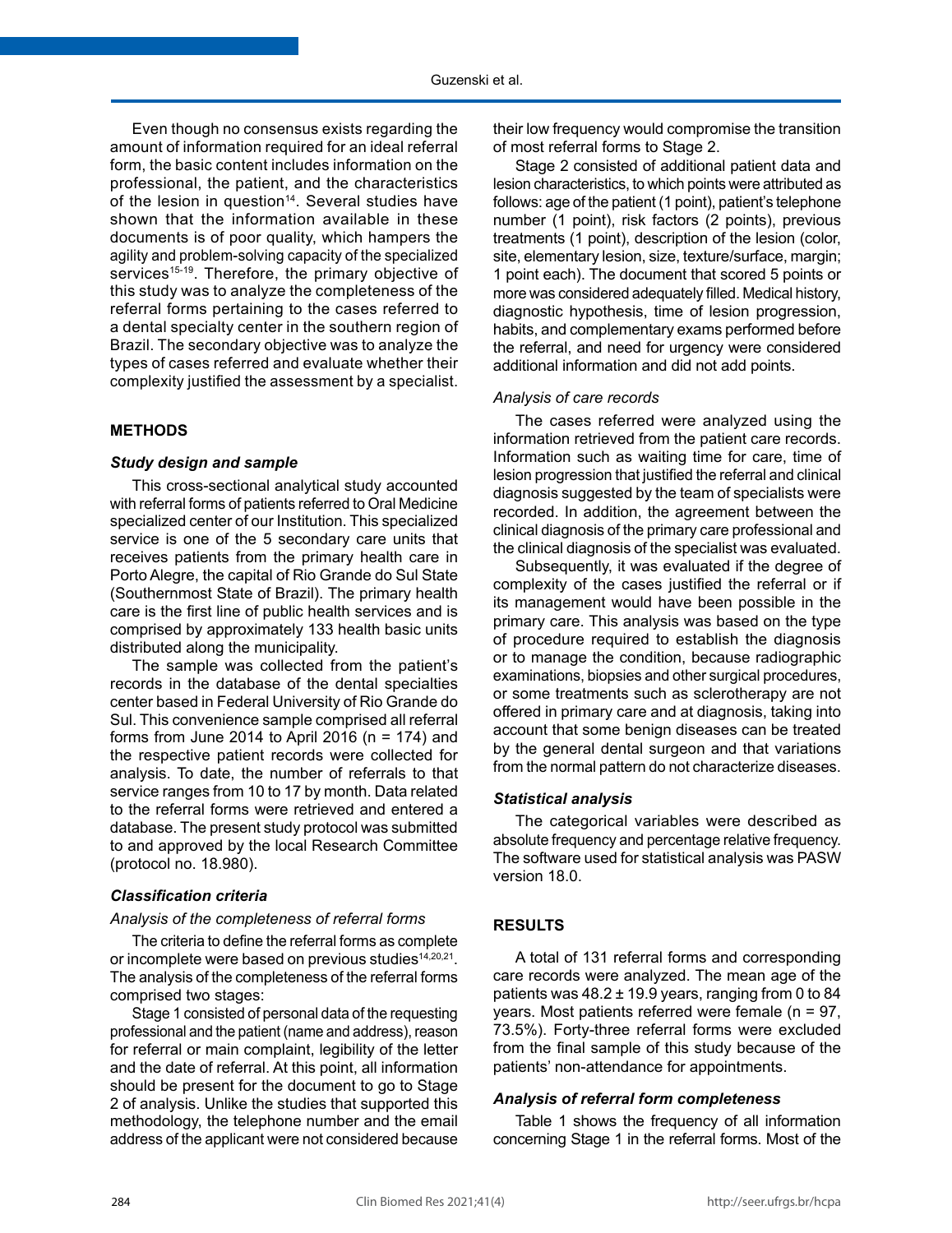Even though no consensus exists regarding the amount of information required for an ideal referral form, the basic content includes information on the professional, the patient, and the characteristics of the lesion in question[14]. Several studies have shown that the information available in these documents is of poor quality, which hampers the agility and problem-solving capacity of the specialized services[15-19]. Therefore, the primary objective of this study was to analyze the completeness of the referral forms pertaining to the cases referred to a dental specialty center in the southern region of Brazil. The secondary objective was to analyze the types of cases referred and evaluate whether their complexity justified the assessment by a specialist.

## METHODS

### Study design and sample

This cross-sectional analytical study accounted with referral forms of patients referred to Oral Medicine specialized center of our Institution. This specialized service is one of the 5 secondary care units that receives patients from the primary health care in Porto Alegre, the capital of Rio Grande do Sul State (Southernmost State of Brazil). The primary health care is the first line of public health services and is comprised by approximately 133 health basic units distributed along the municipality.

The sample was collected from the patient's records in the database of the dental specialties center based in Federal University of Rio Grande do Sul. This convenience sample comprised all referral forms from June 2014 to April 2016 (n = 174) and the respective patient records were collected for analysis. To date, the number of referrals to that service ranges from 10 to 17 by month. Data related to the referral forms were retrieved and entered a database. The present study protocol was submitted to and approved by the local Research Committee (protocol no. 18.980).

### Classification criteria

*Analysis of the completeness of referral forms*

The criteria to define the referral forms as complete or incomplete were based on previous studies[14,20,21]. The analysis of the completeness of the referral forms comprised two stages:

Stage 1 consisted of personal data of the requesting professional and the patient (name and address), reason for referral or main complaint, legibility of the letter and the date of referral. At this point, all information should be present for the document to go to Stage 2 of analysis. Unlike the studies that supported this methodology, the telephone number and the email address of the applicant were not considered because their low frequency would compromise the transition of most referral forms to Stage 2.

Stage 2 consisted of additional patient data and lesion characteristics, to which points were attributed as follows: age of the patient (1 point), patient's telephone number (1 point), risk factors (2 points), previous treatments (1 point), description of the lesion (color, site, elementary lesion, size, texture/surface, margin; 1 point each). The document that scored 5 points or more was considered adequately filled. Medical history, diagnostic hypothesis, time of lesion progression, habits, and complementary exams performed before the referral, and need for urgency were considered additional information and did not add points.

*Analysis of care records*

The cases referred were analyzed using the information retrieved from the patient care records. Information such as waiting time for care, time of lesion progression that justified the referral and clinical diagnosis suggested by the team of specialists were recorded. In addition, the agreement between the clinical diagnosis of the primary care professional and the clinical diagnosis of the specialist was evaluated.

Subsequently, it was evaluated if the degree of complexity of the cases justified the referral or if its management would have been possible in the primary care. This analysis was based on the type of procedure required to establish the diagnosis or to manage the condition, because radiographic examinations, biopsies and other surgical procedures, or some treatments such as sclerotherapy are not offered in primary care and at diagnosis, taking into account that some benign diseases can be treated by the general dental surgeon and that variations from the normal pattern do not characterize diseases.

### Statistical analysis

The categorical variables were described as absolute frequency and percentage relative frequency. The software used for statistical analysis was PASW version 18.0.

## RESULTS

A total of 131 referral forms and corresponding care records were analyzed. The mean age of the patients was 48.2 ± 19.9 years, ranging from 0 to 84 years. Most patients referred were female (n = 97, 73.5%). Forty-three referral forms were excluded from the final sample of this study because of the patients' non-attendance for appointments.

### Analysis of referral form completeness

Table 1 shows the frequency of all information concerning Stage 1 in the referral forms. Most of the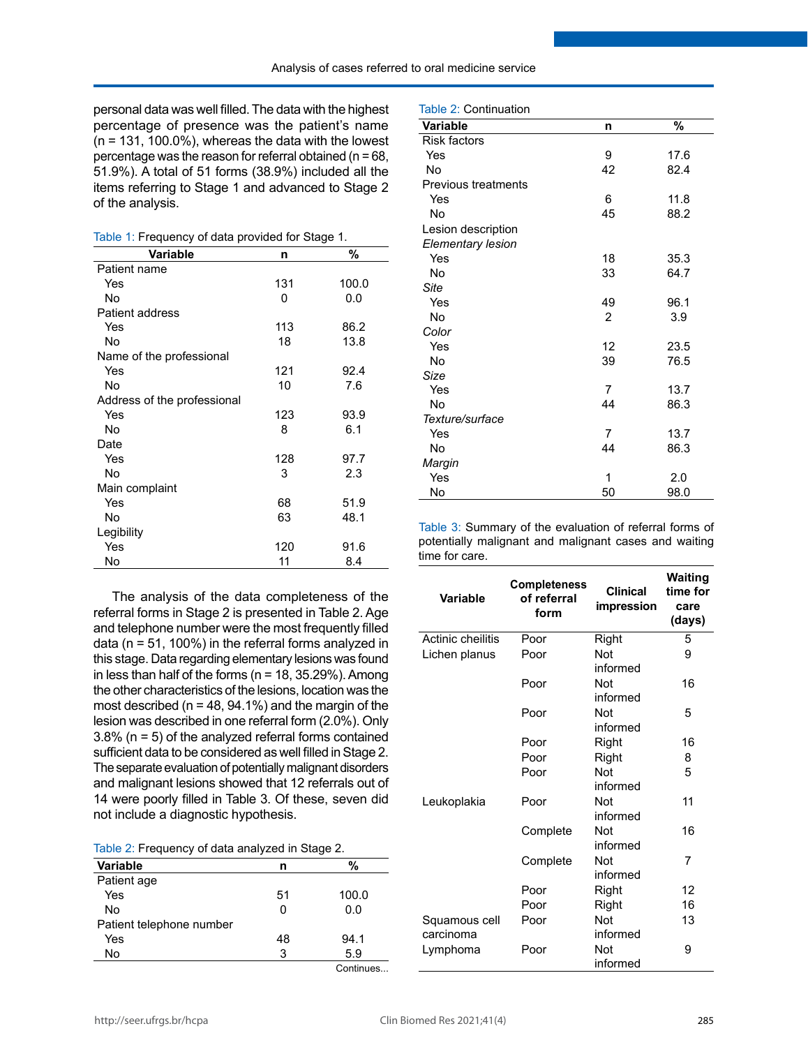personal data was well filled. The data with the highest percentage of presence was the patient's name (n = 131, 100.0%), whereas the data with the lowest percentage was the reason for referral obtained (n = 68, 51.9%). A total of 51 forms (38.9%) included all the items referring to Stage 1 and advanced to Stage 2 of the analysis.

Table 1: Frequency of data provided for Stage 1.

| Variable | n | % |
|---|---|---|
| Patient name | | |
| Yes | 131 | 100.0 |
| No | 0 | 0.0 |
| Patient address | | |
| Yes | 113 | 86.2 |
| No | 18 | 13.8 |
| Name of the professional | | |
| Yes | 121 | 92.4 |
| No | 10 | 7.6 |
| Address of the professional | | |
| Yes | 123 | 93.9 |
| No | 8 | 6.1 |
| Date | | |
| Yes | 128 | 97.7 |
| No | 3 | 2.3 |
| Main complaint | | |
| Yes | 68 | 51.9 |
| No | 63 | 48.1 |
| Legibility | | |
| Yes | 120 | 91.6 |
| No | 11 | 8.4 |

The analysis of the data completeness of the referral forms in Stage 2 is presented in Table 2. Age and telephone number were the most frequently filled data (n = 51, 100%) in the referral forms analyzed in this stage. Data regarding elementary lesions was found in less than half of the forms (n = 18, 35.29%). Among the other characteristics of the lesions, location was the most described (n = 48, 94.1%) and the margin of the lesion was described in one referral form (2.0%). Only 3.8% (n = 5) of the analyzed referral forms contained sufficient data to be considered as well filled in Stage 2. The separate evaluation of potentially malignant disorders and malignant lesions showed that 12 referrals out of 14 were poorly filled in Table 3. Of these, seven did not include a diagnostic hypothesis.

Table 2: Frequency of data analyzed in Stage 2.

| Variable | n | % |
|---|---|---|
| Patient age | | |
| Yes | 51 | 100.0 |
| No | 0 | 0.0 |
| Patient telephone number | | |
| Yes | 48 | 94.1 |
| No | 3 | 5.9 |
| Risk factors | | |
| Yes | 9 | 17.6 |
| No | 42 | 82.4 |
| Previous treatments | | |
| Yes | 6 | 11.8 |
| No | 45 | 88.2 |
| Lesion description | | |
| *Elementary lesion* | | |
| Yes | 18 | 35.3 |
| No | 33 | 64.7 |
| *Site* | | |
| Yes | 49 | 96.1 |
| No | 2 | 3.9 |
| *Color* | | |
| Yes | 12 | 23.5 |
| No | 39 | 76.5 |
| *Size* | | |
| Yes | 7 | 13.7 |
| No | 44 | 86.3 |
| *Texture/surface* | | |
| Yes | 7 | 13.7 |
| No | 44 | 86.3 |
| *Margin* | | |
| Yes | 1 | 2.0 |
| No | 50 | 98.0 |

Table 3: Summary of the evaluation of referral forms of potentially malignant and malignant cases and waiting time for care.

| Variable | Completeness of referral form | Clinical impression | Waiting time for care (days) |
|---|---|---|---|
| Actinic cheilitis | Poor | Right | 5 |
| Lichen planus | Poor | Not informed | 9 |
| | Poor | Not informed | 16 |
| | Poor | Not informed | 5 |
| | Poor | Right | 16 |
| | Poor | Right | 8 |
| | Poor | Not informed | 5 |
| Leukoplakia | Poor | Not informed | 11 |
| | Complete | Not informed | 16 |
| | Complete | Not informed | 7 |
| | Poor | Right | 12 |
| | Poor | Right | 16 |
| Squamous cell carcinoma | Poor | Not informed | 13 |
| Lymphoma | Poor | Not informed | 9 |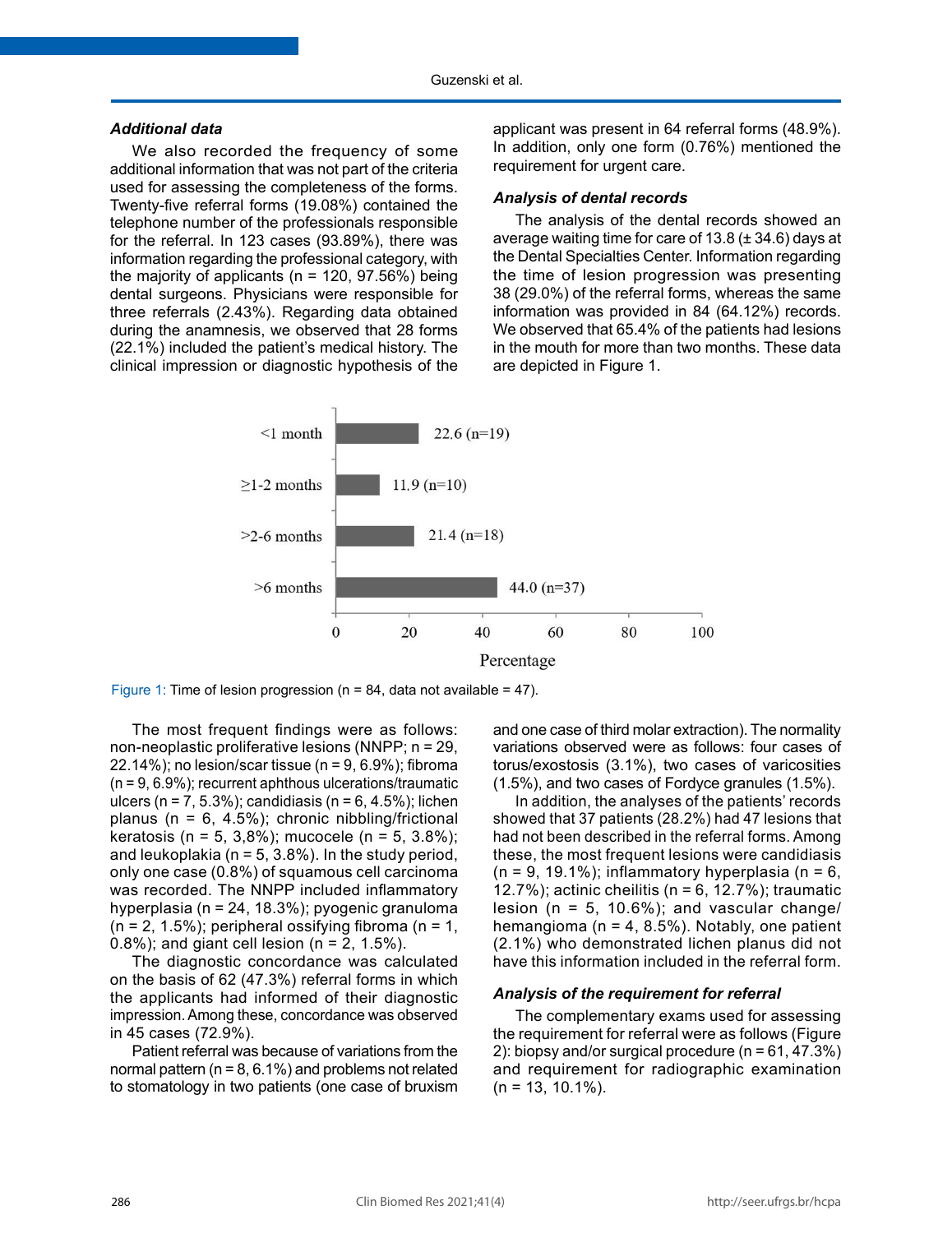### *Additional data*

We also recorded the frequency of some additional information that was not part of the criteria used for assessing the completeness of the forms. Twenty-five referral forms (19.08%) contained the telephone number of the professionals responsible for the referral. In 123 cases (93.89%), there was information regarding the professional category, with the majority of applicants (n = 120, 97.56%) being dental surgeons. Physicians were responsible for three referrals (2.43%). Regarding data obtained during the anamnesis, we observed that 28 forms (22.1%) included the patient's medical history. The clinical impression or diagnostic hypothesis of the applicant was present in 64 referral forms (48.9%). In addition, only one form (0.76%) mentioned the requirement for urgent care.

### *Analysis of dental records*

The analysis of the dental records showed an average waiting time for care of 13.8 (± 34.6) days at the Dental Specialties Center. Information regarding the time of lesion progression was presenting 38 (29.0%) of the referral forms, whereas the same information was provided in 84 (64.12%) records. We observed that 65.4% of the patients had lesions in the mouth for more than two months. These data are depicted in Figure 1.

<1 month
22.6 (n=19)
≥1-2 months
11.9 (n=10)
>2-6 months
21.4 (n=18)
>6 months
44.0 (n=37)
0 20 40 60 80 100
Percentage

Figure 1: Time of lesion progression (n = 84, data not available = 47).

The most frequent findings were as follows: non-neoplastic proliferative lesions (NNPP; n = 29, 22.14%); no lesion/scar tissue (n = 9, 6.9%); fibroma (n = 9, 6.9%); recurrent aphthous ulcerations/traumatic ulcers (n = 7, 5.3%); candidiasis (n = 6, 4.5%); lichen planus (n = 6, 4.5%); chronic nibbling/frictional keratosis (n = 5, 3,8%); mucocele (n = 5, 3.8%); and leukoplakia (n = 5, 3.8%). In the study period, only one case (0.8%) of squamous cell carcinoma was recorded. The NNPP included inflammatory hyperplasia (n = 24, 18.3%); pyogenic granuloma (n = 2, 1.5%); peripheral ossifying fibroma (n = 1, 0.8%); and giant cell lesion (n = 2, 1.5%).

The diagnostic concordance was calculated on the basis of 62 (47.3%) referral forms in which the applicants had informed of their diagnostic impression. Among these, concordance was observed in 45 cases (72.9%).

Patient referral was because of variations from the normal pattern (n = 8, 6.1%) and problems not related to stomatology in two patients (one case of bruxism and one case of third molar extraction). The normality variations observed were as follows: four cases of torus/exostosis (3.1%), two cases of varicosities (1.5%), and two cases of Fordyce granules (1.5%).

In addition, the analyses of the patients' records showed that 37 patients (28.2%) had 47 lesions that had not been described in the referral forms. Among these, the most frequent lesions were candidiasis (n = 9, 19.1%); inflammatory hyperplasia (n = 6, 12.7%); actinic cheilitis (n = 6, 12.7%); traumatic lesion (n = 5, 10.6%); and vascular change/hemangioma (n = 4, 8.5%). Notably, one patient (2.1%) who demonstrated lichen planus did not have this information included in the referral form.

### *Analysis of the requirement for referral*

The complementary exams used for assessing the requirement for referral were as follows (Figure 2): biopsy and/or surgical procedure (n = 61, 47.3%) and requirement for radiographic examination (n = 13, 10.1%).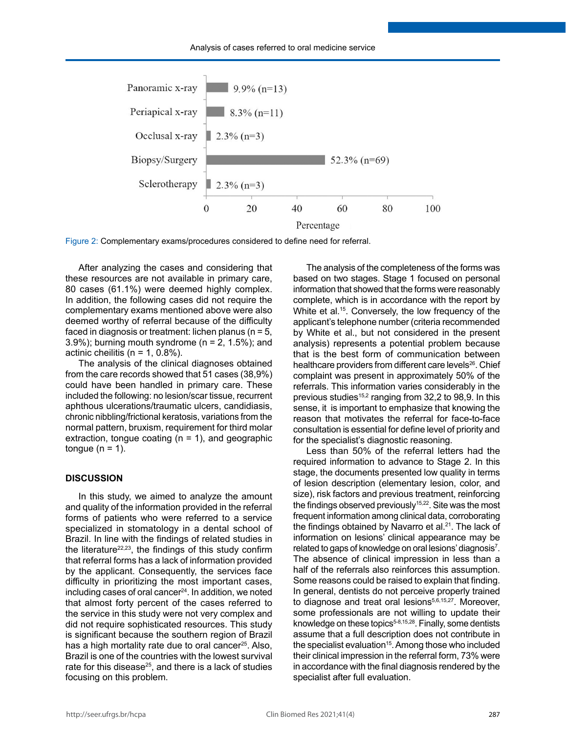| Complementary exam/procedure | Percentage |
|---|---|
| Panoramic x-ray | 9.9% (n=13) |
| Periapical x-ray | 8.3% (n=11) |
| Occlusal x-ray | 2.3% (n=3) |
| Biopsy/Surgery | 52.3% (n=69) |
| Sclerotherapy | 2.3% (n=3) |

Figure 2: Complementary exams/procedures considered to define need for referral.

After analyzing the cases and considering that these resources are not available in primary care, 80 cases (61.1%) were deemed highly complex. In addition, the following cases did not require the complementary exams mentioned above were also deemed worthy of referral because of the difficulty faced in diagnosis or treatment: lichen planus (n = 5, 3.9%); burning mouth syndrome (n = 2, 1.5%); and actinic cheilitis (n = 1, 0.8%).

The analysis of the clinical diagnoses obtained from the care records showed that 51 cases (38,9%) could have been handled in primary care. These included the following: no lesion/scar tissue, recurrent aphthous ulcerations/traumatic ulcers, candidiasis, chronic nibbling/frictional keratosis, variations from the normal pattern, bruxism, requirement for third molar extraction, tongue coating (n = 1), and geographic tongue (n = 1).

## DISCUSSION

In this study, we aimed to analyze the amount and quality of the information provided in the referral forms of patients who were referred to a service specialized in stomatology in a dental school of Brazil. In line with the findings of related studies in the literature[22,23], the findings of this study confirm that referral forms has a lack of information provided by the applicant. Consequently, the services face difficulty in prioritizing the most important cases, including cases of oral cancer[24]. In addition, we noted that almost forty percent of the cases referred to the service in this study were not very complex and did not require sophisticated resources. This study is significant because the southern region of Brazil has a high mortality rate due to oral cancer[25]. Also, Brazil is one of the countries with the lowest survival rate for this disease[25], and there is a lack of studies focusing on this problem.

The analysis of the completeness of the forms was based on two stages. Stage 1 focused on personal information that showed that the forms were reasonably complete, which is in accordance with the report by White et al.[15]. Conversely, the low frequency of the applicant's telephone number (criteria recommended by White et al., but not considered in the present analysis) represents a potential problem because that is the best form of communication between healthcare providers from different care levels[26]. Chief complaint was present in approximately 50% of the referrals. This information varies considerably in the previous studies[15,2] ranging from 32,2 to 98,9. In this sense, it is important to emphasize that knowing the reason that motivates the referral for face-to-face consultation is essential for define level of priority and for the specialist's diagnostic reasoning.

Less than 50% of the referral letters had the required information to advance to Stage 2. In this stage, the documents presented low quality in terms of lesion description (elementary lesion, color, and size), risk factors and previous treatment, reinforcing the findings observed previously[15,22]. Site was the most frequent information among clinical data, corroborating the findings obtained by Navarro et al.[21]. The lack of information on lesions' clinical appearance may be related to gaps of knowledge on oral lesions' diagnosis[7]. The absence of clinical impression in less than a half of the referrals also reinforces this assumption. Some reasons could be raised to explain that finding. In general, dentists do not perceive properly trained to diagnose and treat oral lesions[5,6,15,27]. Moreover, some professionals are not willing to update their knowledge on these topics[5-8,15,28]. Finally, some dentists assume that a full description does not contribute in the specialist evaluation[15]. Among those who included their clinical impression in the referral form, 73% were in accordance with the final diagnosis rendered by the specialist after full evaluation.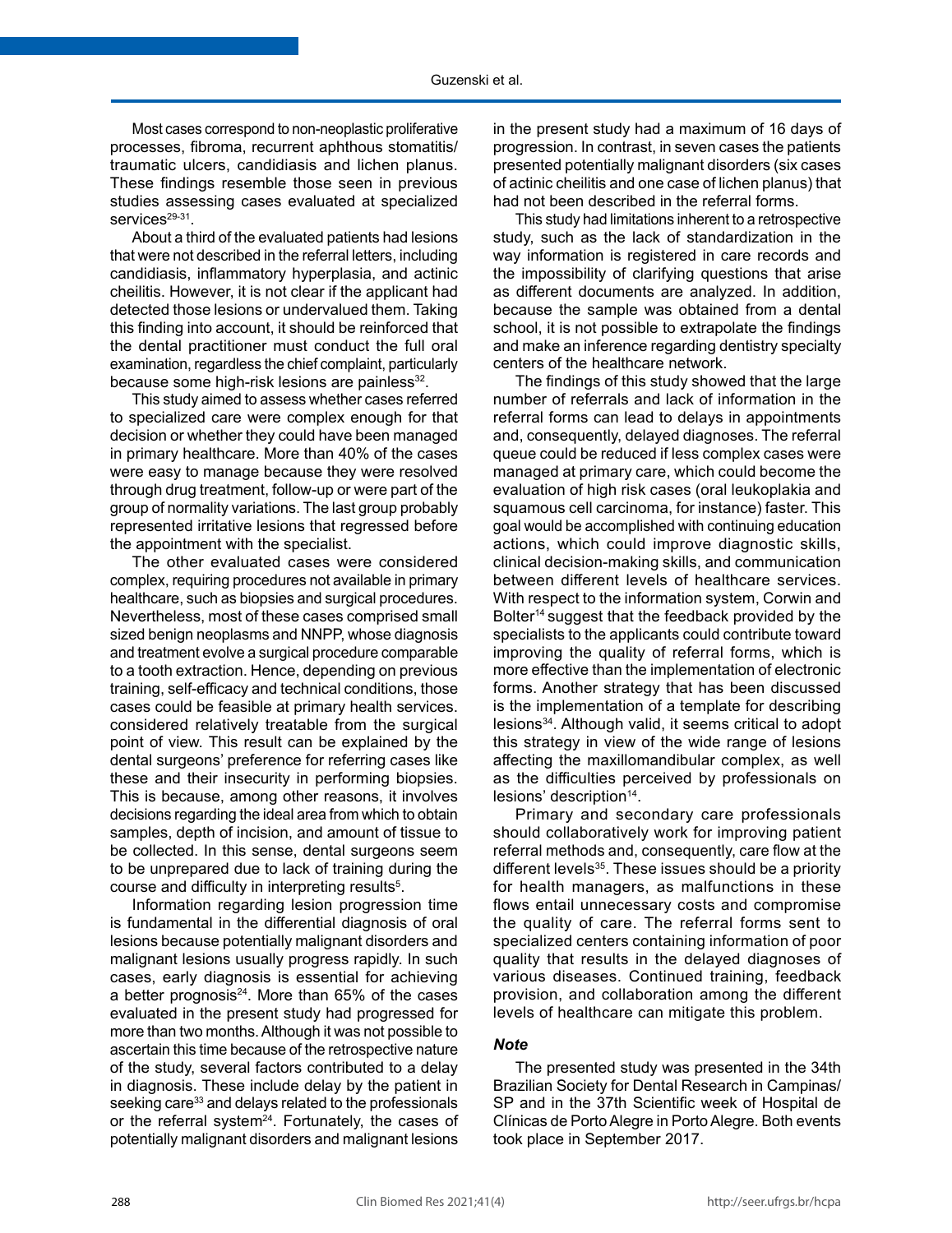Most cases correspond to non-neoplastic proliferative processes, fibroma, recurrent aphthous stomatitis/ traumatic ulcers, candidiasis and lichen planus. These findings resemble those seen in previous studies assessing cases evaluated at specialized services[29-31].

About a third of the evaluated patients had lesions that were not described in the referral letters, including candidiasis, inflammatory hyperplasia, and actinic cheilitis. However, it is not clear if the applicant had detected those lesions or undervalued them. Taking this finding into account, it should be reinforced that the dental practitioner must conduct the full oral examination, regardless the chief complaint, particularly because some high-risk lesions are painless[32].

This study aimed to assess whether cases referred to specialized care were complex enough for that decision or whether they could have been managed in primary healthcare. More than 40% of the cases were easy to manage because they were resolved through drug treatment, follow-up or were part of the group of normality variations. The last group probably represented irritative lesions that regressed before the appointment with the specialist.

The other evaluated cases were considered complex, requiring procedures not available in primary healthcare, such as biopsies and surgical procedures. Nevertheless, most of these cases comprised small sized benign neoplasms and NNPP, whose diagnosis and treatment evolve a surgical procedure comparable to a tooth extraction. Hence, depending on previous training, self-efficacy and technical conditions, those cases could be feasible at primary health services. considered relatively treatable from the surgical point of view. This result can be explained by the dental surgeons' preference for referring cases like these and their insecurity in performing biopsies. This is because, among other reasons, it involves decisions regarding the ideal area from which to obtain samples, depth of incision, and amount of tissue to be collected. In this sense, dental surgeons seem to be unprepared due to lack of training during the course and difficulty in interpreting results[5].

Information regarding lesion progression time is fundamental in the differential diagnosis of oral lesions because potentially malignant disorders and malignant lesions usually progress rapidly. In such cases, early diagnosis is essential for achieving a better prognosis[24]. More than 65% of the cases evaluated in the present study had progressed for more than two months. Although it was not possible to ascertain this time because of the retrospective nature of the study, several factors contributed to a delay in diagnosis. These include delay by the patient in seeking care[33] and delays related to the professionals or the referral system[24]. Fortunately, the cases of potentially malignant disorders and malignant lesions in the present study had a maximum of 16 days of progression. In contrast, in seven cases the patients presented potentially malignant disorders (six cases of actinic cheilitis and one case of lichen planus) that had not been described in the referral forms.

This study had limitations inherent to a retrospective study, such as the lack of standardization in the way information is registered in care records and the impossibility of clarifying questions that arise as different documents are analyzed. In addition, because the sample was obtained from a dental school, it is not possible to extrapolate the findings and make an inference regarding dentistry specialty centers of the healthcare network.

The findings of this study showed that the large number of referrals and lack of information in the referral forms can lead to delays in appointments and, consequently, delayed diagnoses. The referral queue could be reduced if less complex cases were managed at primary care, which could become the evaluation of high risk cases (oral leukoplakia and squamous cell carcinoma, for instance) faster. This goal would be accomplished with continuing education actions, which could improve diagnostic skills, clinical decision-making skills, and communication between different levels of healthcare services. With respect to the information system, Corwin and Bolter[14] suggest that the feedback provided by the specialists to the applicants could contribute toward improving the quality of referral forms, which is more effective than the implementation of electronic forms. Another strategy that has been discussed is the implementation of a template for describing lesions[34]. Although valid, it seems critical to adopt this strategy in view of the wide range of lesions affecting the maxillomandibular complex, as well as the difficulties perceived by professionals on lesions' description[14].

Primary and secondary care professionals should collaboratively work for improving patient referral methods and, consequently, care flow at the different levels[35]. These issues should be a priority for health managers, as malfunctions in these flows entail unnecessary costs and compromise the quality of care. The referral forms sent to specialized centers containing information of poor quality that results in the delayed diagnoses of various diseases. Continued training, feedback provision, and collaboration among the different levels of healthcare can mitigate this problem.

### *Note*

The presented study was presented in the 34th Brazilian Society for Dental Research in Campinas/SP and in the 37th Scientific week of Hospital de Clínicas de Porto Alegre in Porto Alegre. Both events took place in September 2017.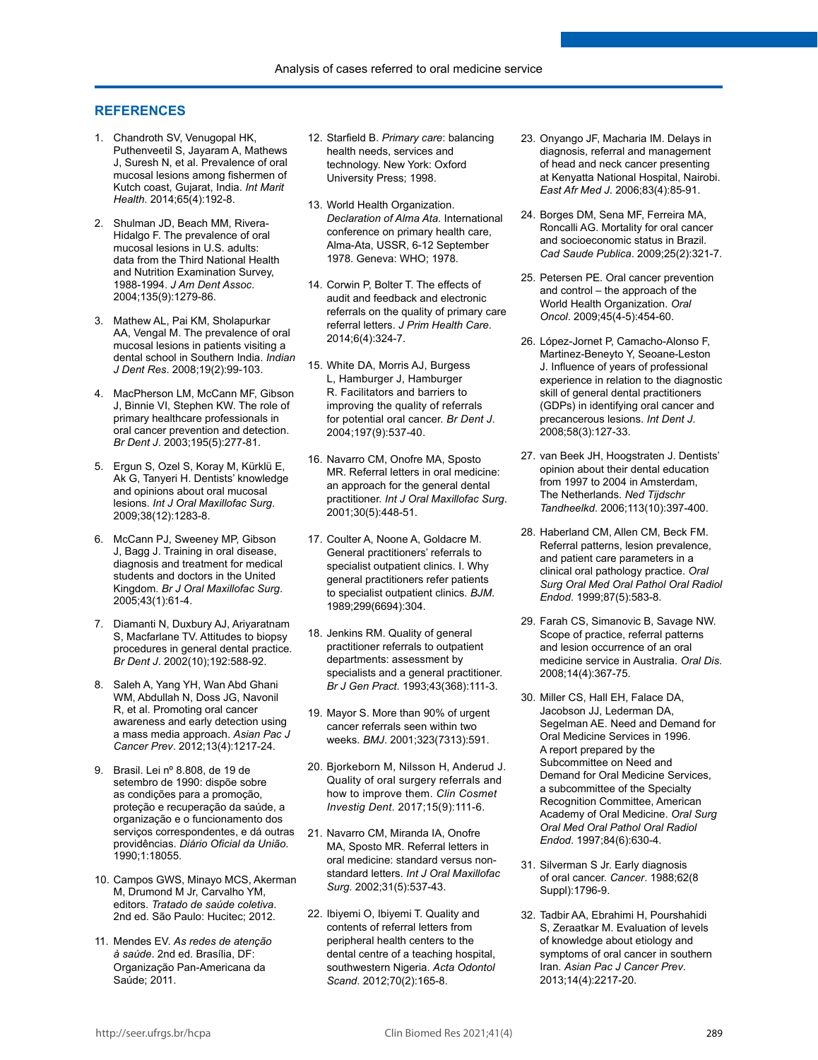## REFERENCES

1. Chandroth SV, Venugopal HK, Puthenveetil S, Jayaram A, Mathews J, Suresh N, et al. Prevalence of oral mucosal lesions among fishermen of Kutch coast, Gujarat, India. *Int Marit Health*. 2014;65(4):192-8.
2. Shulman JD, Beach MM, Rivera-Hidalgo F. The prevalence of oral mucosal lesions in U.S. adults: data from the Third National Health and Nutrition Examination Survey, 1988-1994. *J Am Dent Assoc*. 2004;135(9):1279-86.
3. Mathew AL, Pai KM, Sholapurkar AA, Vengal M. The prevalence of oral mucosal lesions in patients visiting a dental school in Southern India. *Indian J Dent Res*. 2008;19(2):99-103.
4. MacPherson LM, McCann MF, Gibson J, Binnie VI, Stephen KW. The role of primary healthcare professionals in oral cancer prevention and detection. *Br Dent J*. 2003;195(5):277-81.
5. Ergun S, Ozel S, Koray M, Kürklü E, Ak G, Tanyeri H. Dentists' knowledge and opinions about oral mucosal lesions. *Int J Oral Maxillofac Surg*. 2009;38(12):1283-8.
6. McCann PJ, Sweeney MP, Gibson J, Bagg J. Training in oral disease, diagnosis and treatment for medical students and doctors in the United Kingdom. *Br J Oral Maxillofac Surg*. 2005;43(1):61-4.
7. Diamanti N, Duxbury AJ, Ariyaratnam S, Macfarlane TV. Attitudes to biopsy procedures in general dental practice. *Br Dent J*. 2002(10);192:588-92.
8. Saleh A, Yang YH, Wan Abd Ghani WM, Abdullah N, Doss JG, Navonil R, et al. Promoting oral cancer awareness and early detection using a mass media approach. *Asian Pac J Cancer Prev*. 2012;13(4):1217-24.
9. Brasil. Lei nº 8.808, de 19 de setembro de 1990: dispõe sobre as condições para a promoção, proteção e recuperação da saúde, a organização e o funcionamento dos serviços correspondentes, e dá outras providências. *Diário Oficial da União*. 1990;1:18055.
10. Campos GWS, Minayo MCS, Akerman M, Drumond M Jr, Carvalho YM, editors. *Tratado de saúde coletiva*. 2nd ed. São Paulo: Hucitec; 2012.
11. Mendes EV. *As redes de atenção à saúde*. 2nd ed. Brasília, DF: Organização Pan-Americana da Saúde; 2011.
12. Starfield B. *Primary care*: balancing health needs, services and technology. New York: Oxford University Press; 1998.
13. World Health Organization. *Declaration of Alma Ata*. International conference on primary health care, Alma-Ata, USSR, 6-12 September 1978. Geneva: WHO; 1978.
14. Corwin P, Bolter T. The effects of audit and feedback and electronic referrals on the quality of primary care referral letters. *J Prim Health Care*. 2014;6(4):324-7.
15. White DA, Morris AJ, Burgess L, Hamburger J, Hamburger R. Facilitators and barriers to improving the quality of referrals for potential oral cancer. *Br Dent J*. 2004;197(9):537-40.
16. Navarro CM, Onofre MA, Sposto MR. Referral letters in oral medicine: an approach for the general dental practitioner. *Int J Oral Maxillofac Surg*. 2001;30(5):448-51.
17. Coulter A, Noone A, Goldacre M. General practitioners' referrals to specialist outpatient clinics. I. Why general practitioners refer patients to specialist outpatient clinics. *BJM*. 1989;299(6694):304.
18. Jenkins RM. Quality of general practitioner referrals to outpatient departments: assessment by specialists and a general practitioner. *Br J Gen Pract*. 1993;43(368):111-3.
19. Mayor S. More than 90% of urgent cancer referrals seen within two weeks. *BMJ*. 2001;323(7313):591.
20. Bjorkeborn M, Nilsson H, Anderud J. Quality of oral surgery referrals and how to improve them. *Clin Cosmet Investig Dent*. 2017;15(9):111-6.
21. Navarro CM, Miranda IA, Onofre MA, Sposto MR. Referral letters in oral medicine: standard versus non-standard letters. *Int J Oral Maxillofac Surg*. 2002;31(5):537-43.
22. Ibiyemi O, Ibiyemi T. Quality and contents of referral letters from peripheral health centers to the dental centre of a teaching hospital, southwestern Nigeria. *Acta Odontol Scand*. 2012;70(2):165-8.
23. Onyango JF, Macharia IM. Delays in diagnosis, referral and management of head and neck cancer presenting at Kenyatta National Hospital, Nairobi. *East Afr Med J*. 2006;83(4):85-91.
24. Borges DM, Sena MF, Ferreira MA, Roncalli AG. Mortality for oral cancer and socioeconomic status in Brazil. *Cad Saude Publica*. 2009;25(2):321-7.
25. Petersen PE. Oral cancer prevention and control – the approach of the World Health Organization. *Oral Oncol*. 2009;45(4-5):454-60.
26. López-Jornet P, Camacho-Alonso F, Martinez-Beneyto Y, Seoane-Leston J. Influence of years of professional experience in relation to the diagnostic skill of general dental practitioners (GDPs) in identifying oral cancer and precancerous lesions. *Int Dent J*. 2008;58(3):127-33.
27. van Beek JH, Hoogstraten J. Dentists' opinion about their dental education from 1997 to 2004 in Amsterdam, The Netherlands. *Ned Tijdschr Tandheelkd*. 2006;113(10):397-400.
28. Haberland CM, Allen CM, Beck FM. Referral patterns, lesion prevalence, and patient care parameters in a clinical oral pathology practice. *Oral Surg Oral Med Oral Pathol Oral Radiol Endod*. 1999;87(5):583-8.
29. Farah CS, Simanovic B, Savage NW. Scope of practice, referral patterns and lesion occurrence of an oral medicine service in Australia. *Oral Dis*. 2008;14(4):367-75.
30. Miller CS, Hall EH, Falace DA, Jacobson JJ, Lederman DA, Segelman AE. Need and Demand for Oral Medicine Services in 1996. A report prepared by the Subcommittee on Need and Demand for Oral Medicine Services, a subcommittee of the Specialty Recognition Committee, American Academy of Oral Medicine. *Oral Surg Oral Med Oral Pathol Oral Radiol Endod*. 1997;84(6):630-4.
31. Silverman S Jr. Early diagnosis of oral cancer. *Cancer*. 1988;62(8 Suppl):1796-9.
32. Tadbir AA, Ebrahimi H, Pourshahidi S, Zeraatkar M. Evaluation of levels of knowledge about etiology and symptoms of oral cancer in southern Iran. *Asian Pac J Cancer Prev*. 2013;14(4):2217-20.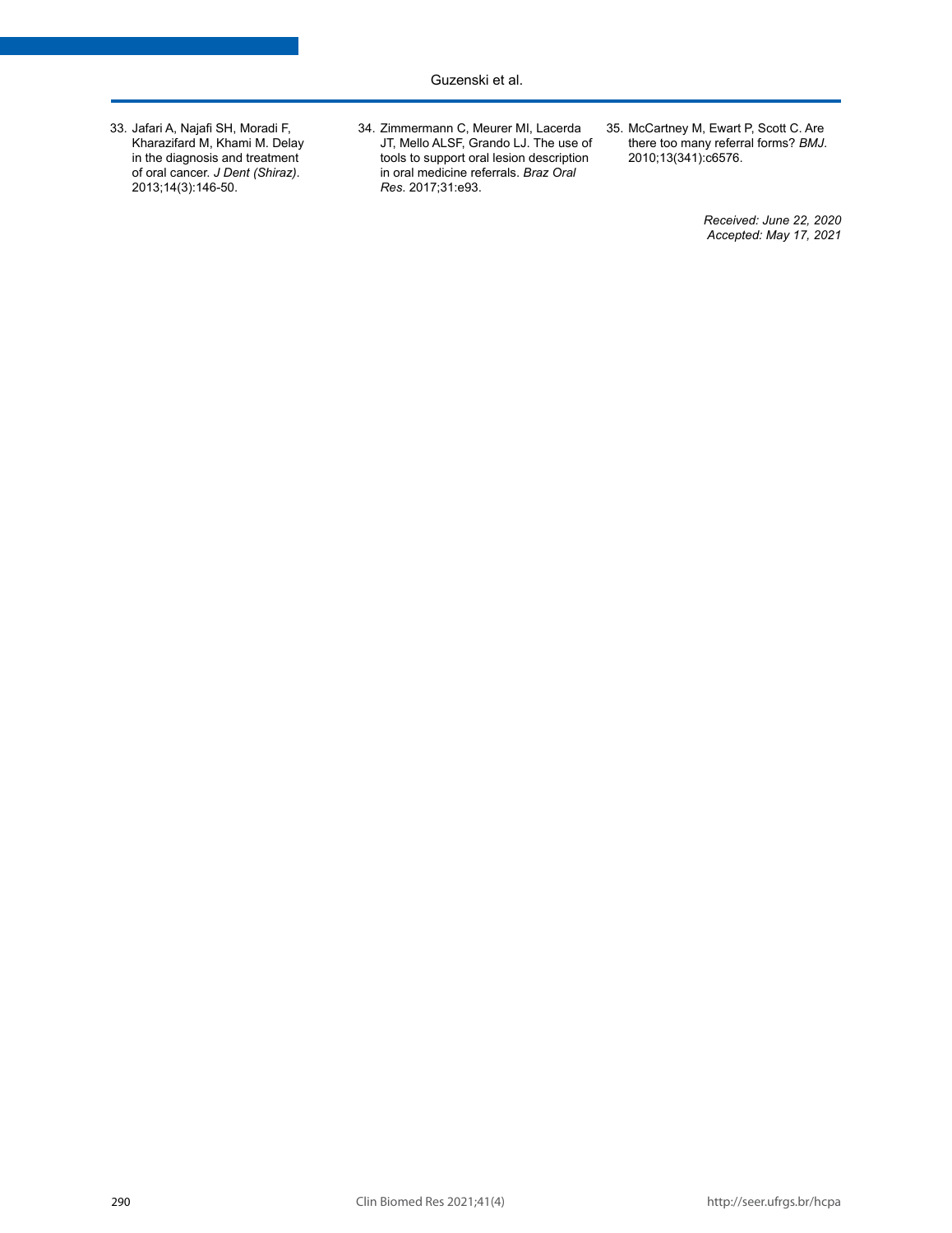33. Jafari A, Najafi SH, Moradi F, Kharazifard M, Khami M. Delay in the diagnosis and treatment of oral cancer. *J Dent (Shiraz)*. 2013;14(3):146-50.

34. Zimmermann C, Meurer MI, Lacerda JT, Mello ALSF, Grando LJ. The use of tools to support oral lesion description in oral medicine referrals. *Braz Oral Res*. 2017;31:e93.

35. McCartney M, Ewart P, Scott C. Are there too many referral forms? *BMJ*. 2010;13(341):c6576.

*Received: June 22, 2020*
*Accepted: May 17, 2021*